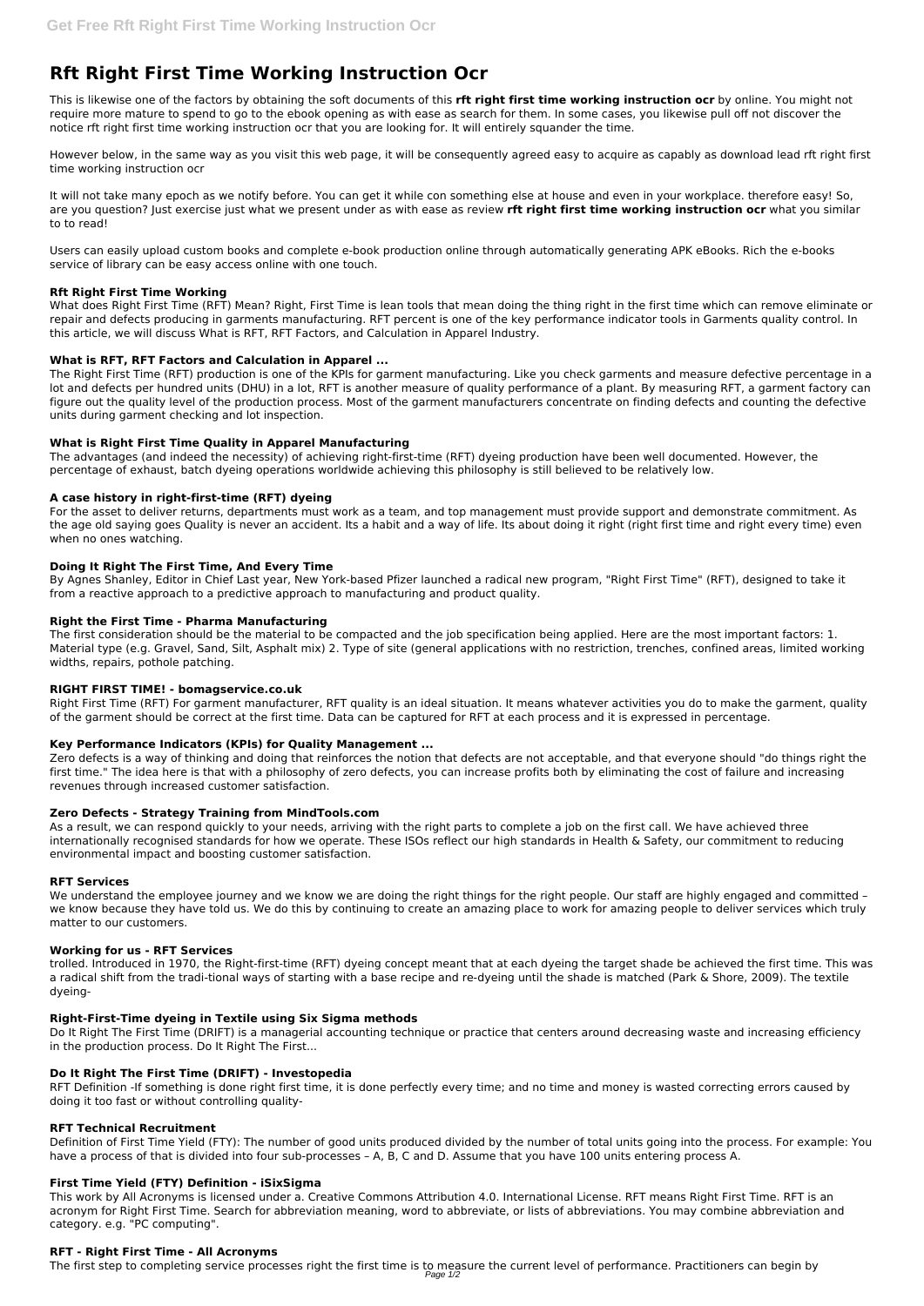# Rft Right First Time Working Instruction Ocr

This is likewise one of the factors by obtaining the soft documents of this **rft right first time working instruction ocr** by online. You might not require more mature to spend to go to the ebook opening as with ease as search for them. In some cases, you likewise pull off not discover the notice rft right first time working instruction ocr that you are looking for. It will entirely squander the time.

However below, in the same way as you visit this web page, it will be consequently agreed easy to acquire as capably as download lead rft right first time working instruction ocr

It will not take many epoch as we notify before. You can get it while con something else at house and even in your workplace. therefore easy! So, are you question? Just exercise just what we present under as with ease as review **rft right first time working instruction ocr** what you similar to to read!

Users can easily upload custom books and complete e-book production online through automatically generating APK eBooks. Rich the e-books service of library can be easy access online with one touch.

### Rft Right First Time Working

What does Right First Time (RFT) Mean? Right, First Time is lean tools that mean doing the thing right in the first time which can remove eliminate or repair and defects producing in garments manufacturing. RFT percent is one of the key performance indicator tools in Garments quality control. In this article, we will discuss What is RFT, RFT Factors, and Calculation in Apparel Industry.

### What is RFT, RFT Factors and Calculation in Apparel ...

The Right First Time (RFT) production is one of the KPIs for garment manufacturing. Like you check garments and measure defective percentage in a lot and defects per hundred units (DHU) in a lot, RFT is another measure of quality performance of a plant. By measuring RFT, a garment factory can figure out the quality level of the production process. Most of the garment manufacturers concentrate on finding defects and counting the defective units during garment checking and lot inspection.

### What is Right First Time Quality in Apparel Manufacturing

The advantages (and indeed the necessity) of achieving right-first-time (RFT) dyeing production have been well documented. However, the percentage of exhaust, batch dyeing operations worldwide achieving this philosophy is still believed to be relatively low.

### A case history in right-first-time (RFT) dyeing

For the asset to deliver returns, departments must work as a team, and top management must provide support and demonstrate commitment. As the age old saying goes Quality is never an accident. Its a habit and a way of life. Its about doing it right (right first time and right every time) even when no ones watching.

### Doing It Right The First Time, And Every Time

By Agnes Shanley, Editor in Chief Last year, New York-based Pfizer launched a radical new program, "Right First Time" (RFT), designed to take it from a reactive approach to a predictive approach to manufacturing and product quality.

### Right the First Time - Pharma Manufacturing

The first consideration should be the material to be compacted and the job specification being applied. Here are the most important factors: 1. Material type (e.g. Gravel, Sand, Silt, Asphalt mix) 2. Type of site (general applications with no restriction, trenches, confined areas, limited working widths, repairs, pothole patching.

### RIGHT FIRST TIME! - bomagservice.co.uk

Right First Time (RFT) For garment manufacturer, RFT quality is an ideal situation. It means whatever activities you do to make the garment, quality of the garment should be correct at the first time. Data can be captured for RFT at each process and it is expressed in percentage.

### Key Performance Indicators (KPIs) for Quality Management ...

Zero defects is a way of thinking and doing that reinforces the notion that defects are not acceptable, and that everyone should "do things right the first time." The idea here is that with a philosophy of zero defects, you can increase profits both by eliminating the cost of failure and increasing revenues through increased customer satisfaction.

### Zero Defects - Strategy Training from MindTools.com

As a result, we can respond quickly to your needs, arriving with the right parts to complete a job on the first call. We have achieved three internationally recognised standards for how we operate. These ISOs reflect our high standards in Health & Safety, our commitment to reducing environmental impact and boosting customer satisfaction.

### RFT Services

We understand the employee journey and we know we are doing the right things for the right people. Our staff are highly engaged and committed – we know because they have told us. We do this by continuing to create an amazing place to work for amazing people to deliver services which truly matter to our customers.

### Working for us - RFT Services

trolled. Introduced in 1970, the Right-first-time (RFT) dyeing concept meant that at each dyeing the target shade be achieved the first time. This was a radical shift from the tradi-tional ways of starting with a base recipe and re-dyeing until the shade is matched (Park & Shore, 2009). The textile dyeing-

### Right-First-Time dyeing in Textile using Six Sigma methods

Do It Right The First Time (DRIFT) is a managerial accounting technique or practice that centers around decreasing waste and increasing efficiency in the production process. Do It Right The First...

### Do It Right The First Time (DRIFT) - Investopedia

RFT Definition -If something is done right first time, it is done perfectly every time; and no time and money is wasted correcting errors caused by doing it too fast or without controlling quality-

### RFT Technical Recruitment

Definition of First Time Yield (FTY): The number of good units produced divided by the number of total units going into the process. For example: You have a process of that is divided into four sub-processes – A, B, C and D. Assume that you have 100 units entering process A.

### First Time Yield (FTY) Definition - iSixSigma

This work by All Acronyms is licensed under a. Creative Commons Attribution 4.0. International License. RFT means Right First Time. RFT is an acronym for Right First Time. Search for abbreviation meaning, word to abbreviate, or lists of abbreviations. You may combine abbreviation and category. e.g. "PC computing".

### RFT - Right First Time - All Acronyms

The first step to completing service processes right the first time is to measure the current level of performance. Practitioners can begin by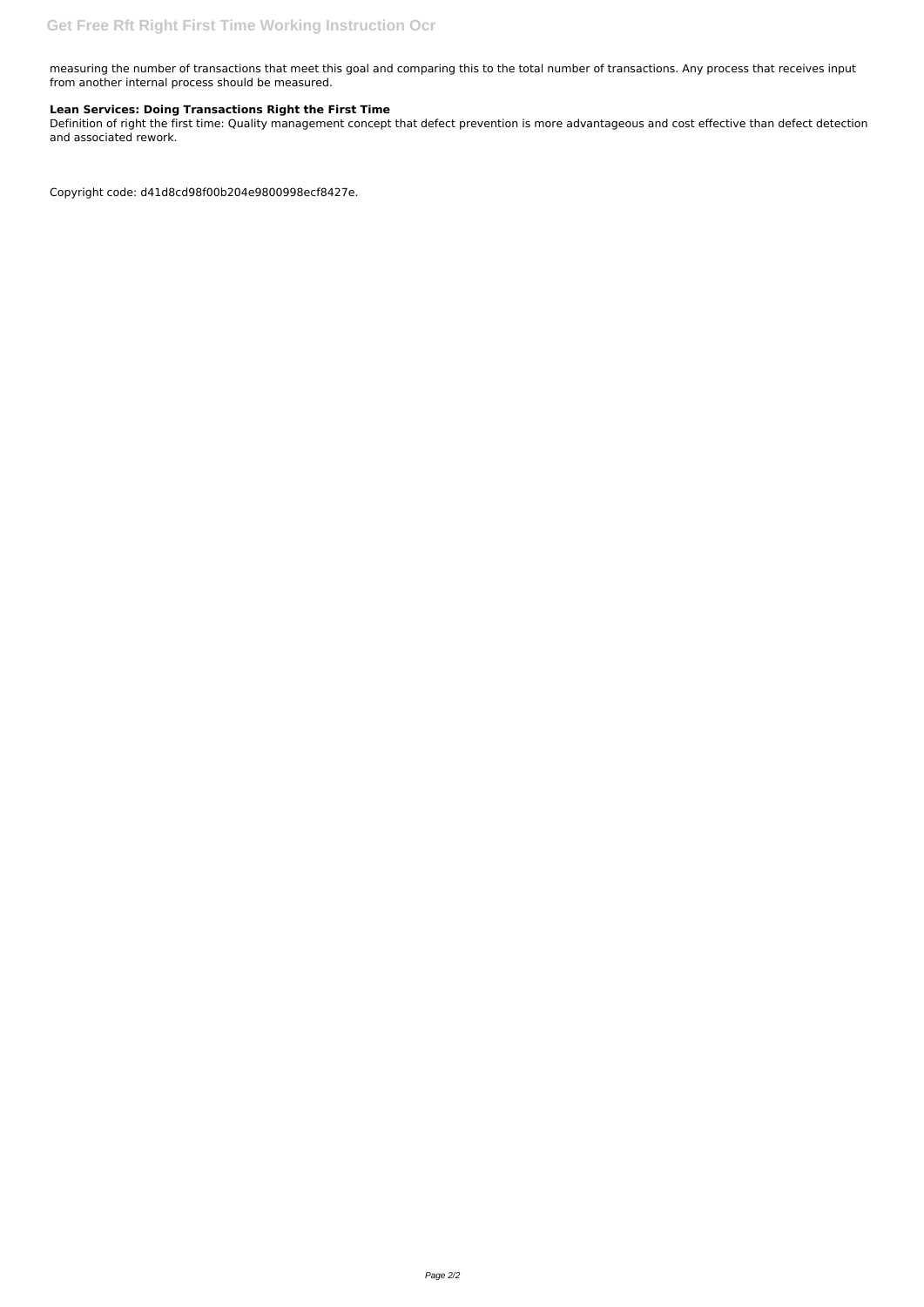measuring the number of transactions that meet this goal and comparing this to the total number of transactions. Any process that receives input from another internal process should be measured.

**Lean Services: Doing Transactions Right the First Time**

Definition of right the first time: Quality management concept that defect prevention is more advantageous and cost effective than defect detection and associated rework.

Copyright code: d41d8cd98f00b204e9800998ecf8427e.